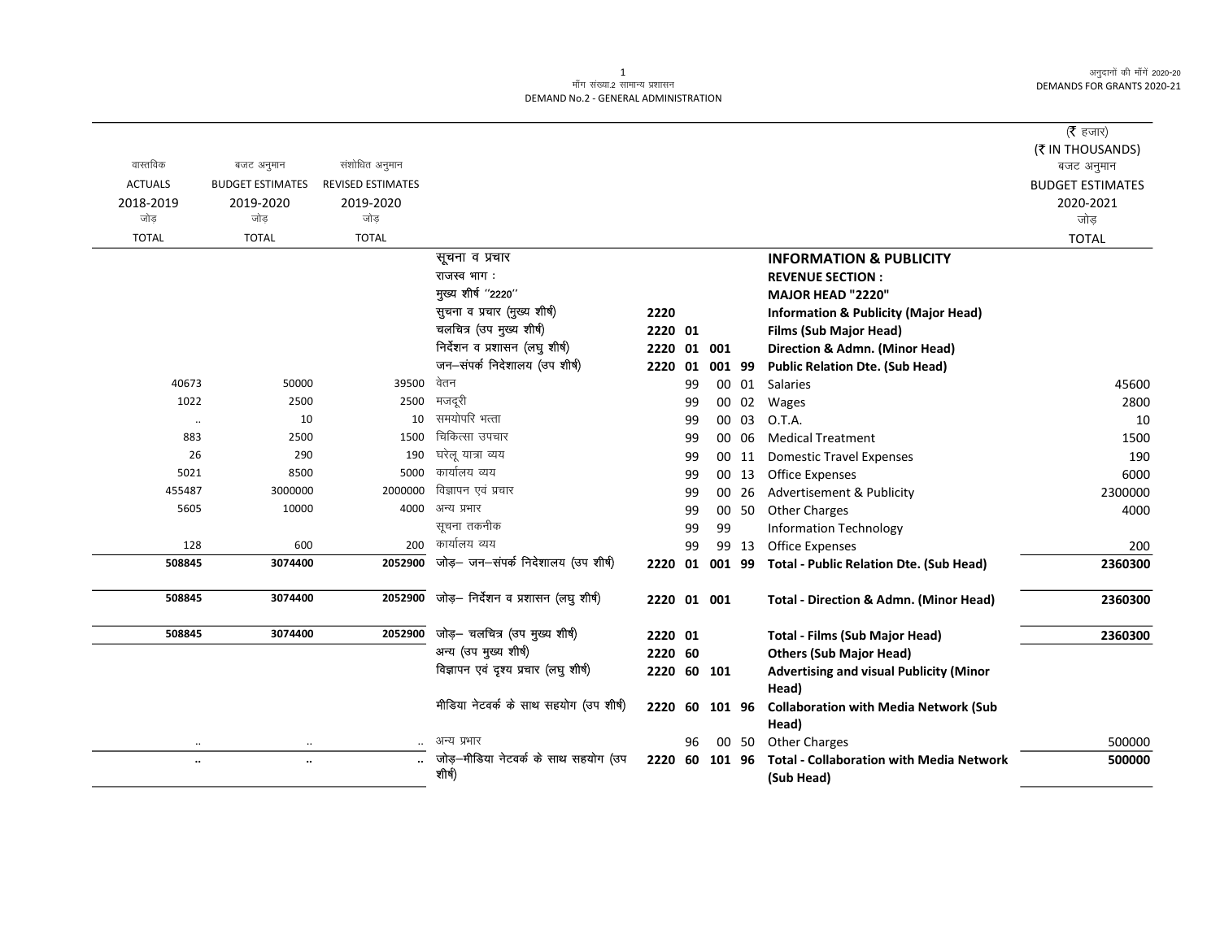मॉंग संख्या.2 सामान्य प्रशासन
DEMAND No.2 - GENERAL ADMINISTRATION

अनुदानों की मॉंगें 2020-20
DEMANDS FOR GRANTS 2020-21

(₹ हजार)
(₹ IN THOUSANDS)

| वास्तविक ACTUALS 2018-2019 जोड़ TOTAL | बजट अनुमान BUDGET ESTIMATES 2019-2020 जोड़ TOTAL | संशोधित अनुमान REVISED ESTIMATES 2019-2020 जोड़ TOTAL | | | | | | | बजट अनुमान BUDGET ESTIMATES 2020-2021 जोड़ TOTAL |
|---|---|---|---|---|---|---|---|---|---|
| | | | सूचना व प्रचार | | | | | **INFORMATION & PUBLICITY** | |
| | | | राजस्व भाग : | | | | | **REVENUE SECTION :** | |
| | | | मुख्य शीर्ष "2220" | | | | | **MAJOR HEAD "2220"** | |
| | | | सुचना व प्रचार (मुख्य शीर्ष) | 2220 | | | | **Information & Publicity (Major Head)** | |
| | | | चलचित्र (उप मुख्य शीर्ष) | 2220 | 01 | | | **Films (Sub Major Head)** | |
| | | | निर्देशन व प्रशासन (लघु शीर्ष) | 2220 | 01 | 001 | | **Direction & Admn. (Minor Head)** | |
| | | | जन–संपर्क निदेशालय (उप शीर्ष) | 2220 | 01 | 001 | 99 | **Public Relation Dte. (Sub Head)** | |
| 40673 | 50000 | 39500 | वेतन | | 99 | 00 | 01 | Salaries | 45600 |
| 1022 | 2500 | 2500 | मजदूरी | | 99 | 00 | 02 | Wages | 2800 |
| .. | 10 | 10 | समयोपरि भत्ता | | 99 | 00 | 03 | O.T.A. | 10 |
| 883 | 2500 | 1500 | चिकित्सा उपचार | | 99 | 00 | 06 | Medical Treatment | 1500 |
| 26 | 290 | 190 | घरेलू यात्रा व्यय | | 99 | 00 | 11 | Domestic Travel Expenses | 190 |
| 5021 | 8500 | 5000 | कार्यालय व्यय | | 99 | 00 | 13 | Office Expenses | 6000 |
| 455487 | 3000000 | 2000000 | विज्ञापन एवं प्रचार | | 99 | 00 | 26 | Advertisement & Publicity | 2300000 |
| 5605 | 10000 | 4000 | अन्य प्रभार | | 99 | 00 | 50 | Other Charges | 4000 |
| | | | सूचना तकनीक | | 99 | 99 | | Information Technology | |
| 128 | 600 | 200 | कार्यालय व्यय | | 99 | 99 | 13 | Office Expenses | 200 |
| **508845** | **3074400** | **2052900** | जोड़– जन–संपर्क निदेशालय (उप शीर्ष) | 2220 | 01 | 001 | 99 | **Total - Public Relation Dte. (Sub Head)** | **2360300** |
| **508845** | **3074400** | **2052900** | जोड़– निर्देशन व प्रशासन (लघु शीर्ष) | 2220 | 01 | 001 | | **Total - Direction & Admn. (Minor Head)** | **2360300** |
| **508845** | **3074400** | **2052900** | जोड़– चलचित्र (उप मुख्य शीर्ष) | 2220 | 01 | | | **Total - Films (Sub Major Head)** | **2360300** |
| | | | अन्य (उप मुख्य शीर्ष) | 2220 | 60 | | | **Others (Sub Major Head)** | |
| | | | विज्ञापन एवं दृश्य प्रचार (लघु शीर्ष) | 2220 | 60 | 101 | | **Advertising and visual Publicity (Minor Head)** | |
| | | | मीडिया नेटवर्क के साथ सहयोग (उप शीर्ष) | 2220 | 60 | 101 | 96 | **Collaboration with Media Network (Sub Head)** | |
| .. | .. | .. | अन्य प्रभार | | 96 | 00 | 50 | Other Charges | 500000 |
| **..** | **..** | **..** | जोड़–मीडिया नेटवर्क के साथ सहयोग (उप शीर्ष) | 2220 | 60 | 101 | 96 | **Total - Collaboration with Media Network (Sub Head)** | **500000** |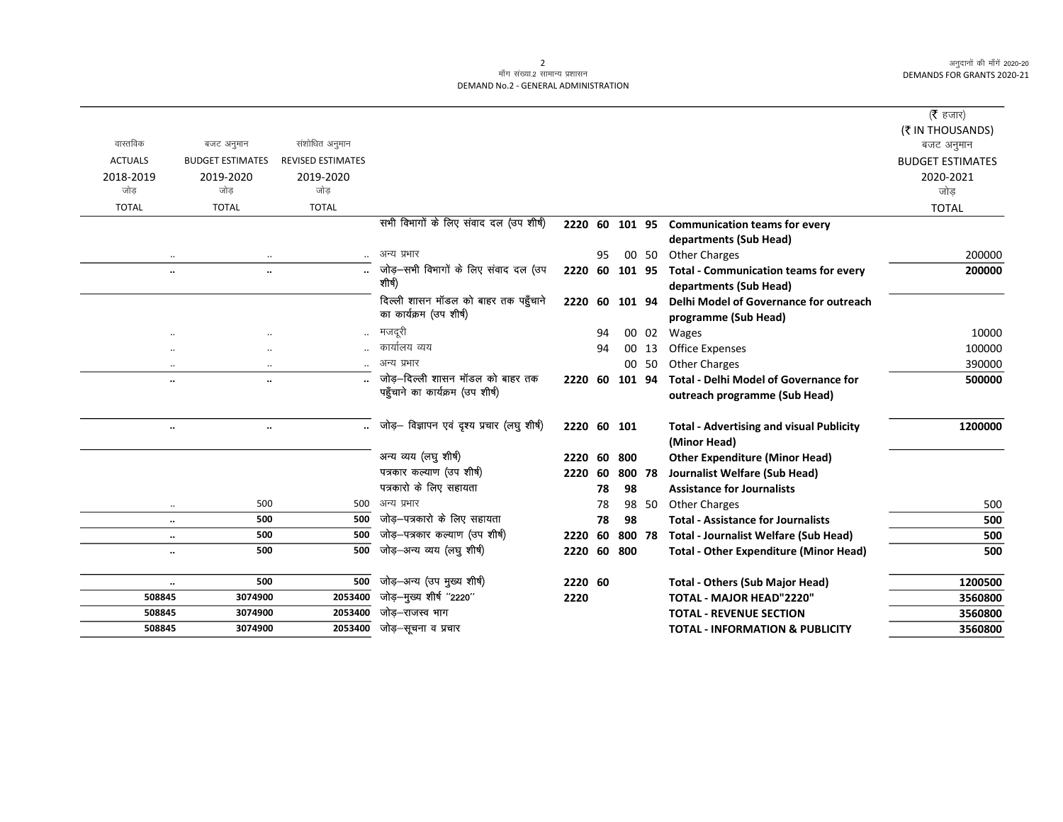मॉंग संख्या.2 सामान्य प्रशासन
DEMAND No.2 - GENERAL ADMINISTRATION

अनुदानों की मॉंगें 2020-20
DEMANDS FOR GRANTS 2020-21

(₹ हजार)
(₹ IN THOUSANDS)

| वास्तविक ACTUALS 2018-2019 जोड़ TOTAL | बजट अनुमान BUDGET ESTIMATES 2019-2020 जोड़ TOTAL | संशोधित अनुमान REVISED ESTIMATES 2019-2020 जोड़ TOTAL | | | | | | | बजट अनुमान BUDGET ESTIMATES 2020-2021 जोड़ TOTAL |
|---|---|---|---|---|---|---|---|---|---|
| | | | सभी विभागों के लिए संवाद दल (उप शीर्ष) | 2220 | 60 | 101 | 95 | **Communication teams for every departments (Sub Head)** | |
| .. | .. | .. | अन्य प्रभार | | 95 | 00 | 50 | Other Charges | 200000 |
| **..** | **..** | **..** | जोड़–सभी विभागों के लिए संवाद दल (उप शीर्ष) | **2220** | **60** | **101** | **95** | **Total - Communication teams for every departments (Sub Head)** | **200000** |
| | | | दिल्ली शासन मॉडल को बाहर तक पहुँचाने का कार्यक्रम (उप शीर्ष) | **2220** | **60** | **101** | **94** | **Delhi Model of Governance for outreach programme (Sub Head)** | |
| .. | .. | .. | मजदूरी | | 94 | 00 | 02 | Wages | 10000 |
| .. | .. | .. | कार्यालय व्यय | | 94 | 00 | 13 | Office Expenses | 100000 |
| .. | .. | .. | अन्य प्रभार | | | 00 | 50 | Other Charges | 390000 |
| **..** | **..** | **..** | जोड़–दिल्ली शासन मॉडल को बाहर तक पहुँचाने का कार्यक्रम (उप शीर्ष) | **2220** | **60** | **101** | **94** | **Total - Delhi Model of Governance for outreach programme (Sub Head)** | **500000** |
| **..** | **..** | **..** | जोड़– विज्ञापन एवं दृश्य प्रचार (लघु शीर्ष) | **2220** | **60** | **101** | | **Total - Advertising and visual Publicity (Minor Head)** | **1200000** |
| | | | अन्य व्यय (लघु शीर्ष) | **2220** | **60** | **800** | | **Other Expenditure (Minor Head)** | |
| | | | पत्रकार कल्याण (उप शीर्ष) | **2220** | **60** | **800** | **78** | **Journalist Welfare (Sub Head)** | |
| | | | पत्रकारो के लिए सहायता | | **78** | **98** | | **Assistance for Journalists** | |
| .. | 500 | 500 | अन्य प्रभार | | 78 | 98 | 50 | Other Charges | 500 |
| **..** | **500** | **500** | जोड़–पत्रकारो के लिए सहायता | | **78** | **98** | | **Total - Assistance for Journalists** | **500** |
| **..** | **500** | **500** | जोड़–पत्रकार कल्याण (उप शीर्ष) | **2220** | **60** | **800** | **78** | **Total - Journalist Welfare (Sub Head)** | **500** |
| **..** | **500** | **500** | जोड़–अन्य व्यय (लघु शीर्ष) | **2220** | **60** | **800** | | **Total - Other Expenditure (Minor Head)** | **500** |
| **..** | **500** | **500** | जोड़–अन्य (उप मुख्य शीर्ष) | **2220** | **60** | | | **Total - Others (Sub Major Head)** | **1200500** |
| **508845** | **3074900** | **2053400** | जोड़–मुख्य शीर्ष "2220" | **2220** | | | | **TOTAL - MAJOR HEAD"2220"** | **3560800** |
| **508845** | **3074900** | **2053400** | जोड़–राजस्व भाग | | | | | **TOTAL - REVENUE SECTION** | **3560800** |
| **508845** | **3074900** | **2053400** | जोड़–सूचना व प्रचार | | | | | **TOTAL - INFORMATION & PUBLICITY** | **3560800** |